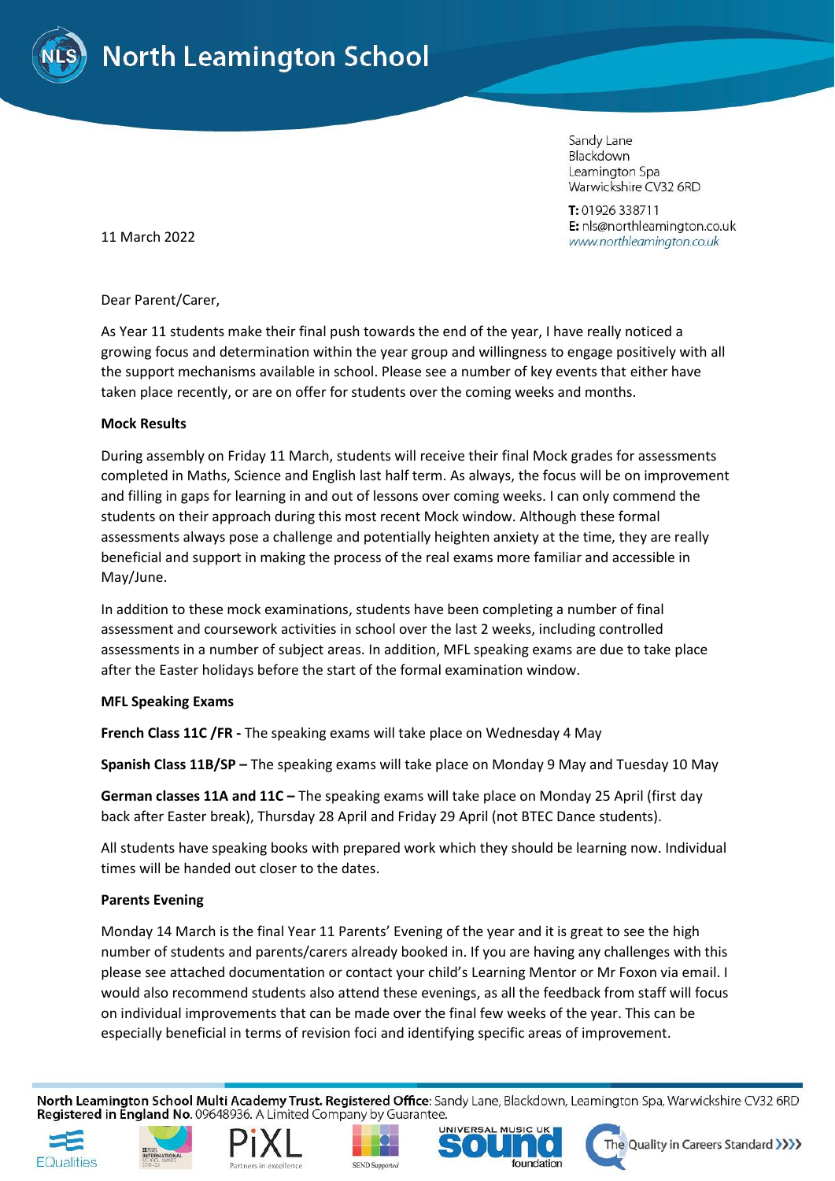# North Leamington School

Sandy Lane
Blackdown
Leamington Spa
Warwickshire CV32 6RD

**T:** 01926 338711
**E:** nls@northleamington.co.uk
www.northleamington.co.uk

11 March 2022

Dear Parent/Carer,

As Year 11 students make their final push towards the end of the year, I have really noticed a growing focus and determination within the year group and willingness to engage positively with all the support mechanisms available in school. Please see a number of key events that either have taken place recently, or are on offer for students over the coming weeks and months.

**Mock Results**

During assembly on Friday 11 March, students will receive their final Mock grades for assessments completed in Maths, Science and English last half term. As always, the focus will be on improvement and filling in gaps for learning in and out of lessons over coming weeks. I can only commend the students on their approach during this most recent Mock window. Although these formal assessments always pose a challenge and potentially heighten anxiety at the time, they are really beneficial and support in making the process of the real exams more familiar and accessible in May/June.

In addition to these mock examinations, students have been completing a number of final assessment and coursework activities in school over the last 2 weeks, including controlled assessments in a number of subject areas. In addition, MFL speaking exams are due to take place after the Easter holidays before the start of the formal examination window.

**MFL Speaking Exams**

**French Class 11C /FR -** The speaking exams will take place on Wednesday 4 May

**Spanish Class 11B/SP –** The speaking exams will take place on Monday 9 May and Tuesday 10 May

**German classes 11A and 11C –** The speaking exams will take place on Monday 25 April (first day back after Easter break), Thursday 28 April and Friday 29 April (not BTEC Dance students).

All students have speaking books with prepared work which they should be learning now. Individual times will be handed out closer to the dates.

**Parents Evening**

Monday 14 March is the final Year 11 Parents' Evening of the year and it is great to see the high number of students and parents/carers already booked in. If you are having any challenges with this please see attached documentation or contact your child's Learning Mentor or Mr Foxon via email. I would also recommend students also attend these evenings, as all the feedback from staff will focus on individual improvements that can be made over the final few weeks of the year. This can be especially beneficial in terms of revision foci and identifying specific areas of improvement.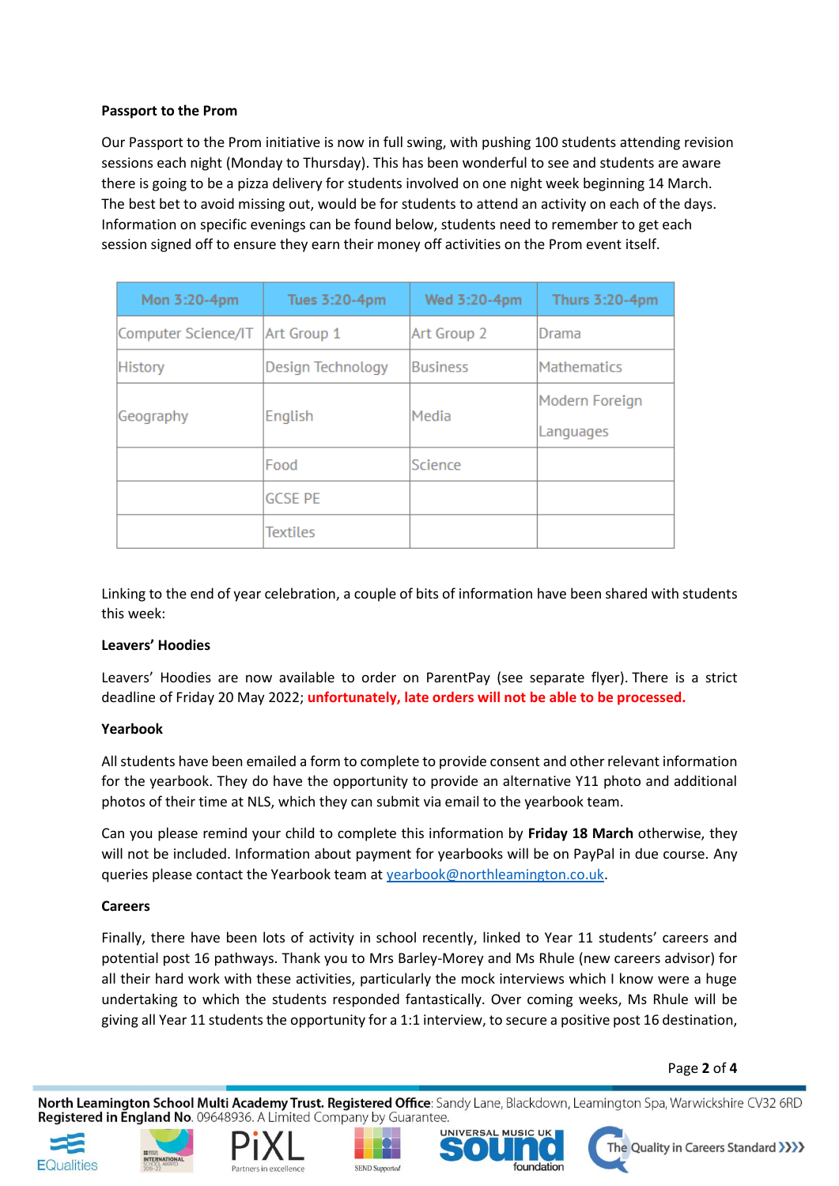**Passport to the Prom**

Our Passport to the Prom initiative is now in full swing, with pushing 100 students attending revision sessions each night (Monday to Thursday). This has been wonderful to see and students are aware there is going to be a pizza delivery for students involved on one night week beginning 14 March. The best bet to avoid missing out, would be for students to attend an activity on each of the days. Information on specific evenings can be found below, students need to remember to get each session signed off to ensure they earn their money off activities on the Prom event itself.

| Mon 3:20-4pm | Tues 3:20-4pm | Wed 3:20-4pm | Thurs 3:20-4pm |
|---|---|---|---|
| Computer Science/IT | Art Group 1 | Art Group 2 | Drama |
| History | Design Technology | Business | Mathematics |
| Geography | English | Media | Modern Foreign Languages |
| | Food | Science | |
| | GCSE PE | | |
| | Textiles | | |

Linking to the end of year celebration, a couple of bits of information have been shared with students this week:

**Leavers' Hoodies**

Leavers' Hoodies are now available to order on ParentPay (see separate flyer). There is a strict deadline of Friday 20 May 2022; **unfortunately, late orders will not be able to be processed.**

**Yearbook**

All students have been emailed a form to complete to provide consent and other relevant information for the yearbook. They do have the opportunity to provide an alternative Y11 photo and additional photos of their time at NLS, which they can submit via email to the yearbook team.

Can you please remind your child to complete this information by **Friday 18 March** otherwise, they will not be included. Information about payment for yearbooks will be on PayPal in due course. Any queries please contact the Yearbook team at yearbook@northleamington.co.uk.

**Careers**

Finally, there have been lots of activity in school recently, linked to Year 11 students' careers and potential post 16 pathways. Thank you to Mrs Barley-Morey and Ms Rhule (new careers advisor) for all their hard work with these activities, particularly the mock interviews which I know were a huge undertaking to which the students responded fantastically. Over coming weeks, Ms Rhule will be giving all Year 11 students the opportunity for a 1:1 interview, to secure a positive post 16 destination,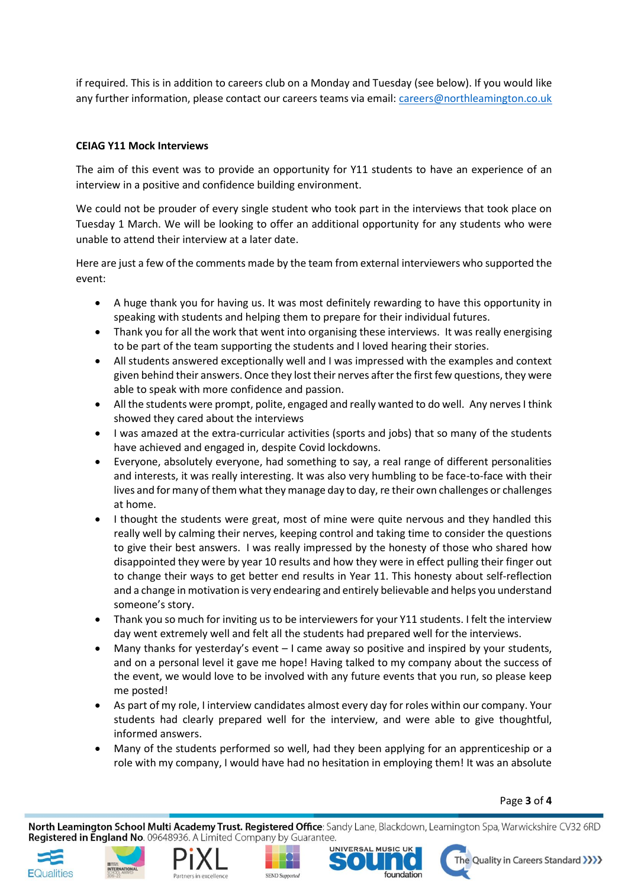if required. This is in addition to careers club on a Monday and Tuesday (see below). If you would like any further information, please contact our careers teams via email: careers@northleamington.co.uk

**CEIAG Y11 Mock Interviews**

The aim of this event was to provide an opportunity for Y11 students to have an experience of an interview in a positive and confidence building environment.

We could not be prouder of every single student who took part in the interviews that took place on Tuesday 1 March. We will be looking to offer an additional opportunity for any students who were unable to attend their interview at a later date.

Here are just a few of the comments made by the team from external interviewers who supported the event:

- A huge thank you for having us. It was most definitely rewarding to have this opportunity in speaking with students and helping them to prepare for their individual futures.
- Thank you for all the work that went into organising these interviews. It was really energising to be part of the team supporting the students and I loved hearing their stories.
- All students answered exceptionally well and I was impressed with the examples and context given behind their answers. Once they lost their nerves after the first few questions, they were able to speak with more confidence and passion.
- All the students were prompt, polite, engaged and really wanted to do well. Any nerves I think showed they cared about the interviews
- I was amazed at the extra-curricular activities (sports and jobs) that so many of the students have achieved and engaged in, despite Covid lockdowns.
- Everyone, absolutely everyone, had something to say, a real range of different personalities and interests, it was really interesting. It was also very humbling to be face-to-face with their lives and for many of them what they manage day to day, re their own challenges or challenges at home.
- I thought the students were great, most of mine were quite nervous and they handled this really well by calming their nerves, keeping control and taking time to consider the questions to give their best answers. I was really impressed by the honesty of those who shared how disappointed they were by year 10 results and how they were in effect pulling their finger out to change their ways to get better end results in Year 11. This honesty about self-reflection and a change in motivation is very endearing and entirely believable and helps you understand someone's story.
- Thank you so much for inviting us to be interviewers for your Y11 students. I felt the interview day went extremely well and felt all the students had prepared well for the interviews.
- Many thanks for yesterday's event – I came away so positive and inspired by your students, and on a personal level it gave me hope! Having talked to my company about the success of the event, we would love to be involved with any future events that you run, so please keep me posted!
- As part of my role, I interview candidates almost every day for roles within our company. Your students had clearly prepared well for the interview, and were able to give thoughtful, informed answers.
- Many of the students performed so well, had they been applying for an apprenticeship or a role with my company, I would have had no hesitation in employing them! It was an absolute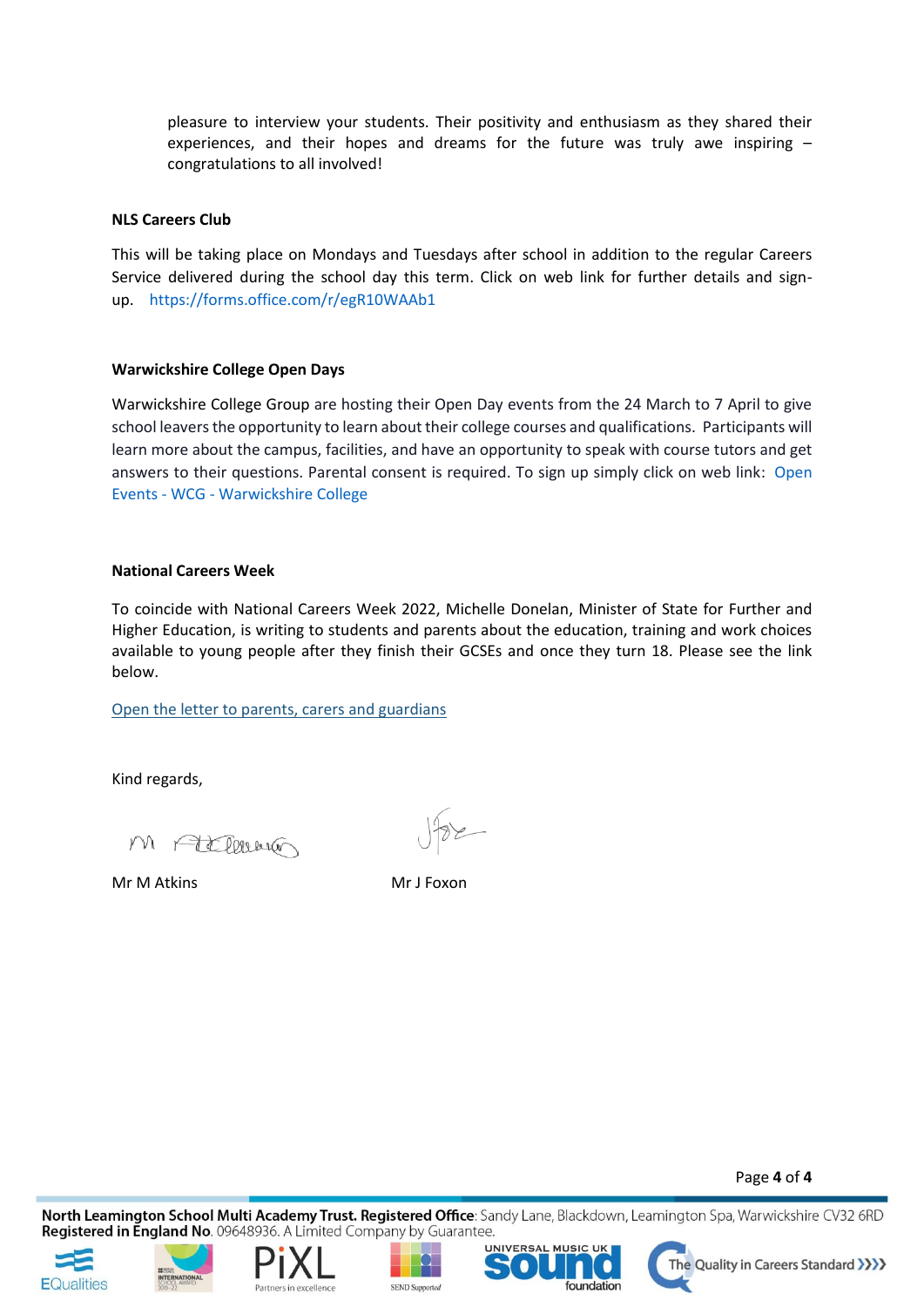pleasure to interview your students. Their positivity and enthusiasm as they shared their experiences, and their hopes and dreams for the future was truly awe inspiring – congratulations to all involved!

**NLS Careers Club**

This will be taking place on Mondays and Tuesdays after school in addition to the regular Careers Service delivered during the school day this term. Click on web link for further details and sign-up. https://forms.office.com/r/egR10WAAb1

**Warwickshire College Open Days**

Warwickshire College Group are hosting their Open Day events from the 24 March to 7 April to give school leavers the opportunity to learn about their college courses and qualifications. Participants will learn more about the campus, facilities, and have an opportunity to speak with course tutors and get answers to their questions. Parental consent is required. To sign up simply click on web link: Open Events - WCG - Warwickshire College

**National Careers Week**

To coincide with National Careers Week 2022, Michelle Donelan, Minister of State for Further and Higher Education, is writing to students and parents about the education, training and work choices available to young people after they finish their GCSEs and once they turn 18. Please see the link below.

Open the letter to parents, carers and guardians

Kind regards,

Mr M Atkins

Mr J Foxon

**North Leamington School Multi Academy Trust. Registered Office**: Sandy Lane, Blackdown, Leamington Spa, Warwickshire CV32 6RD
**Registered in England No**. 09648936. A Limited Company by Guarantee.